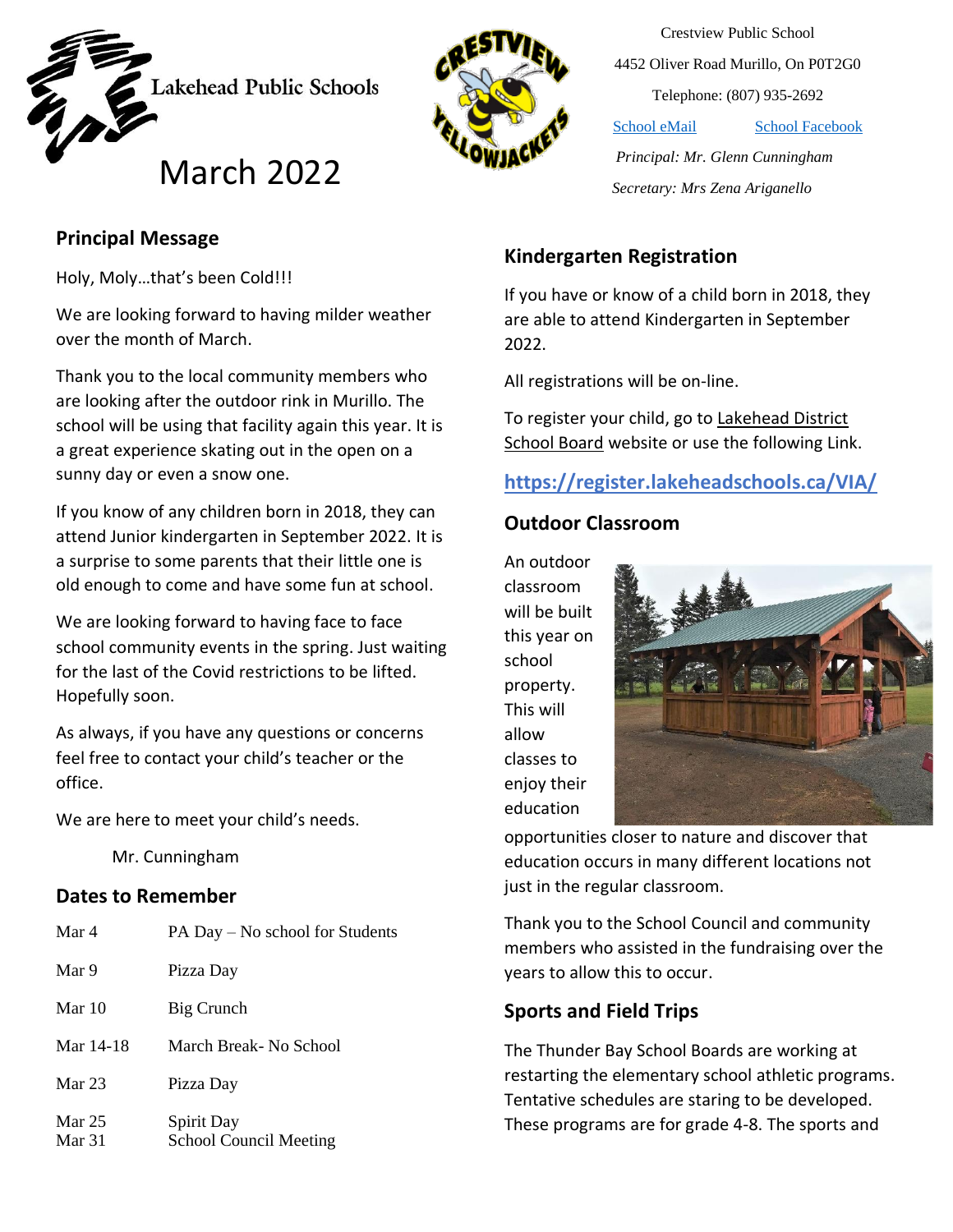Lakehead Public Schools

# March 2022

Crestview Public School
4452 Oliver Road Murillo, On P0T2G0
Telephone: (807) 935-2692
School eMail School Facebook
*Principal: Mr. Glenn Cunningham*
*Secretary: Mrs Zena Ariganello*

## Principal Message

Holy, Moly…that's been Cold!!!

We are looking forward to having milder weather over the month of March.

Thank you to the local community members who are looking after the outdoor rink in Murillo. The school will be using that facility again this year. It is a great experience skating out in the open on a sunny day or even a snow one.

If you know of any children born in 2018, they can attend Junior kindergarten in September 2022. It is a surprise to some parents that their little one is old enough to come and have some fun at school.

We are looking forward to having face to face school community events in the spring. Just waiting for the last of the Covid restrictions to be lifted. Hopefully soon.

As always, if you have any questions or concerns feel free to contact your child's teacher or the office.

We are here to meet your child's needs.

Mr. Cunningham

## Dates to Remember

| | |
|---|---|
| Mar 4 | PA Day – No school for Students |
| Mar 9 | Pizza Day |
| Mar 10 | Big Crunch |
| Mar 14-18 | March Break- No School |
| Mar 23 | Pizza Day |
| Mar 25 | Spirit Day |
| Mar 31 | School Council Meeting |

## Kindergarten Registration

If you have or know of a child born in 2018, they are able to attend Kindergarten in September 2022.

All registrations will be on-line.

To register your child, go to Lakehead District School Board website or use the following Link.

**https://register.lakeheadschools.ca/VIA/**

## Outdoor Classroom

An outdoor classroom will be built this year on school property. This will allow classes to enjoy their education opportunities closer to nature and discover that education occurs in many different locations not just in the regular classroom.

Thank you to the School Council and community members who assisted in the fundraising over the years to allow this to occur.

## Sports and Field Trips

The Thunder Bay School Boards are working at restarting the elementary school athletic programs. Tentative schedules are staring to be developed. These programs are for grade 4-8. The sports and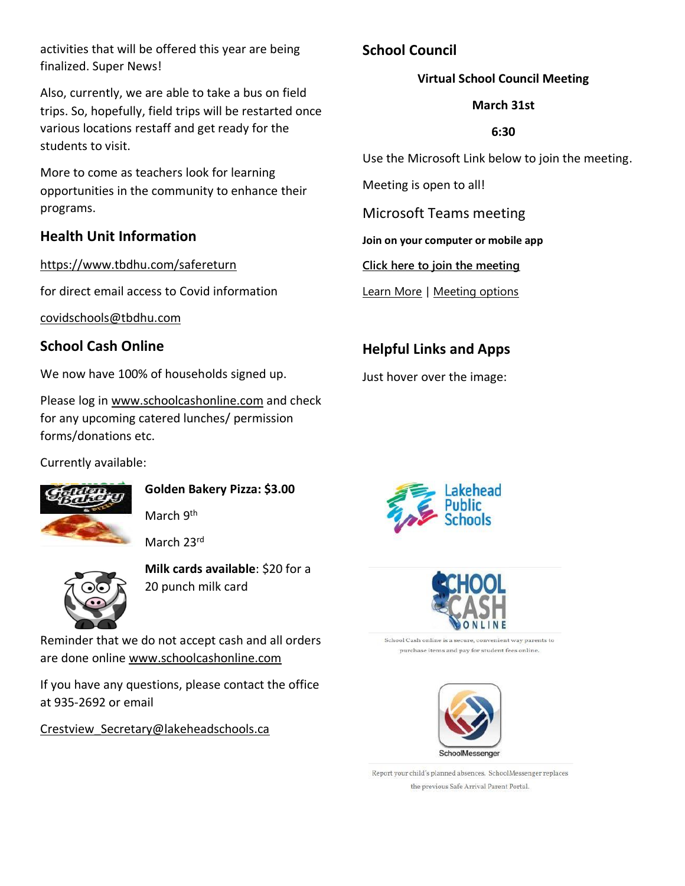activities that will be offered this year are being finalized. Super News!

Also, currently, we are able to take a bus on field trips. So, hopefully, field trips will be restarted once various locations restaff and get ready for the students to visit.

More to come as teachers look for learning opportunities in the community to enhance their programs.

## Health Unit Information

https://www.tbdhu.com/safereturn

for direct email access to Covid information

covidschools@tbdhu.com

## School Cash Online

We now have 100% of households signed up.

Please log in www.schoolcashonline.com and check for any upcoming catered lunches/ permission forms/donations etc.

Currently available:

**Golden Bakery Pizza: $3.00**

March 9th

March 23rd

**Milk cards available**: $20 for a 20 punch milk card

Reminder that we do not accept cash and all orders are done online www.schoolcashonline.com

If you have any questions, please contact the office at 935-2692 or email

Crestview_Secretary@lakeheadschools.ca

## School Council

**Virtual School Council Meeting**

**March 31st**

**6:30**

Use the Microsoft Link below to join the meeting.

Meeting is open to all!

Microsoft Teams meeting

**Join on your computer or mobile app**

**Click here to join the meeting**

Learn More | Meeting options

## Helpful Links and Apps

Just hover over the image:

Lakehead Public Schools

School Cash Online

School Cash online is a secure, convenient way parents to purchase items and pay for student fees online.

SchoolMessenger

Report your child's planned absences. SchoolMessenger replaces the previous Safe Arrival Parent Portal.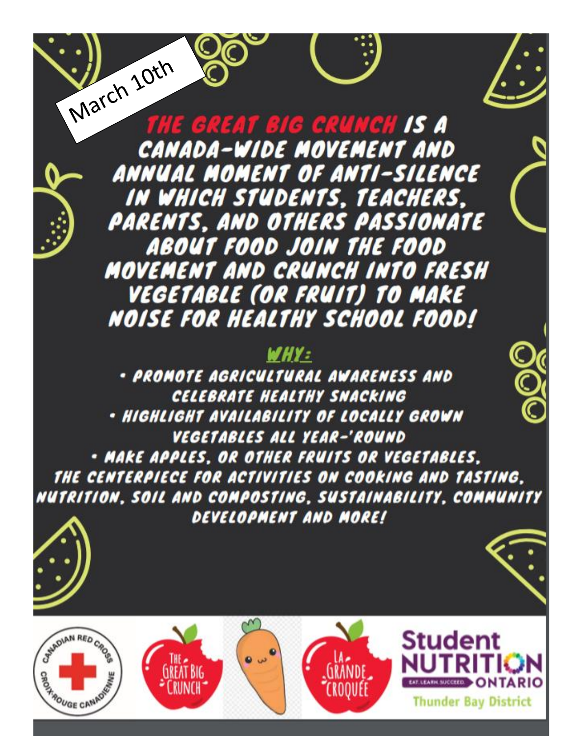March 10th

**THE GREAT BIG CRUNCH IS A CANADA-WIDE MOVEMENT AND ANNUAL MOMENT OF ANTI-SILENCE IN WHICH STUDENTS, TEACHERS, PARENTS, AND OTHERS PASSIONATE ABOUT FOOD JOIN THE FOOD MOVEMENT AND CRUNCH INTO FRESH VEGETABLE (OR FRUIT) TO MAKE NOISE FOR HEALTHY SCHOOL FOOD!**

**WHY:**

- PROMOTE AGRICULTURAL AWARENESS AND CELEBRATE HEALTHY SNACKING
- HIGHLIGHT AVAILABILITY OF LOCALLY GROWN VEGETABLES ALL YEAR-'ROUND
- MAKE APPLES, OR OTHER FRUITS OR VEGETABLES, THE CENTERPIECE FOR ACTIVITIES ON COOKING AND TASTING, NUTRITION, SOIL AND COMPOSTING, SUSTAINABILITY, COMMUNITY DEVELOPMENT AND MORE!

Canadian Red Cross / Croix-Rouge Canadienne

The Great Big Crunch

La Grande Croquée

Student Nutrition Ontario — Eat. Learn. Succeed. — Thunder Bay District